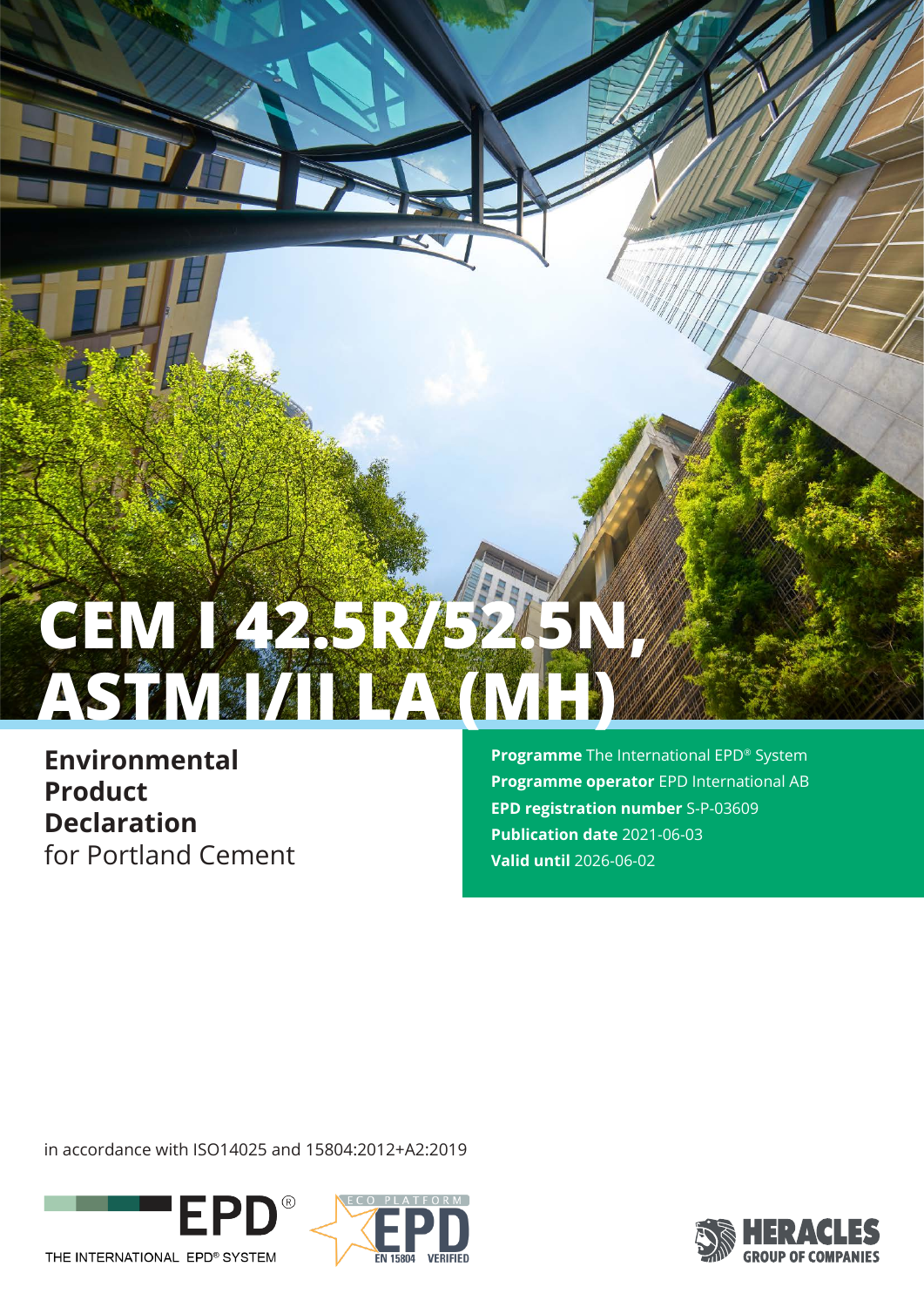# CEM I 42.5R/52.5N, ASTM I/II LA (MH)

**Environmental Product Declaration**
for Portland Cement

**Programme** The International EPD® System
**Programme operator** EPD International AB
**EPD registration number** S-P-03609
**Publication date** 2021-06-03
**Valid until** 2026-06-02

in accordance with ISO14025 and 15804:2012+A2:2019

EPD® THE INTERNATIONAL EPD® SYSTEM

ECO PLATFORM EPD EN 15804 VERIFIED

HERACLES GROUP OF COMPANIES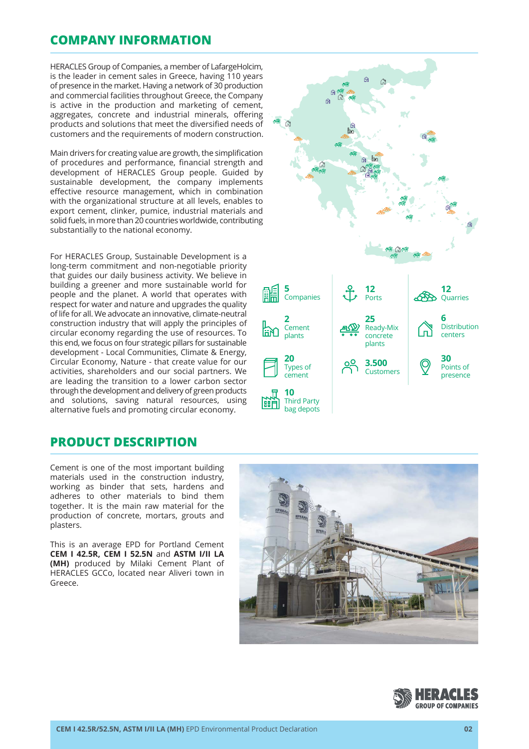## COMPANY INFORMATION

HERACLES Group of Companies, a member of LafargeHolcim, is the leader in cement sales in Greece, having 110 years of presence in the market. Having a network of 30 production and commercial facilities throughout Greece, the Company is active in the production and marketing of cement, aggregates, concrete and industrial minerals, offering products and solutions that meet the diversified needs of customers and the requirements of modern construction.

Main drivers for creating value are growth, the simplification of procedures and performance, financial strength and development of HERACLES Group people. Guided by sustainable development, the company implements effective resource management, which in combination with the organizational structure at all levels, enables to export cement, clinker, pumice, industrial materials and solid fuels, in more than 20 countries worldwide, contributing substantially to the national economy.

For HERACLES Group, Sustainable Development is a long-term commitment and non-negotiable priority that guides our daily business activity. We believe in building a greener and more sustainable world for people and the planet. A world that operates with respect for water and nature and upgrades the quality of life for all. We advocate an innovative, climate-neutral construction industry that will apply the principles of circular economy regarding the use of resources. To this end, we focus on four strategic pillars for sustainable development - Local Communities, Climate & Energy, Circular Economy, Nature - that create value for our activities, shareholders and our social partners. We are leading the transition to a lower carbon sector through the development and delivery of green products and solutions, saving natural resources, using alternative fuels and promoting circular economy.

- **5** Companies
- **2** Cement plants
- **20** Types of cement
- **10** Third Party bag depots
- **12** Ports
- **25** Ready-Mix concrete plants
- **3.500** Customers
- **12** Quarries
- **6** Distribution centers
- **30** Points of presence

## PRODUCT DESCRIPTION

Cement is one of the most important building materials used in the construction industry, working as binder that sets, hardens and adheres to other materials to bind them together. It is the main raw material for the production of concrete, mortars, grouts and plasters.

This is an average EPD for Portland Cement **CEM I 42.5R, CEM I 52.5N** and **ASTM I/II LA (MH)** produced by Milaki Cement Plant of HERACLES GCCo, located near Aliveri town in Greece.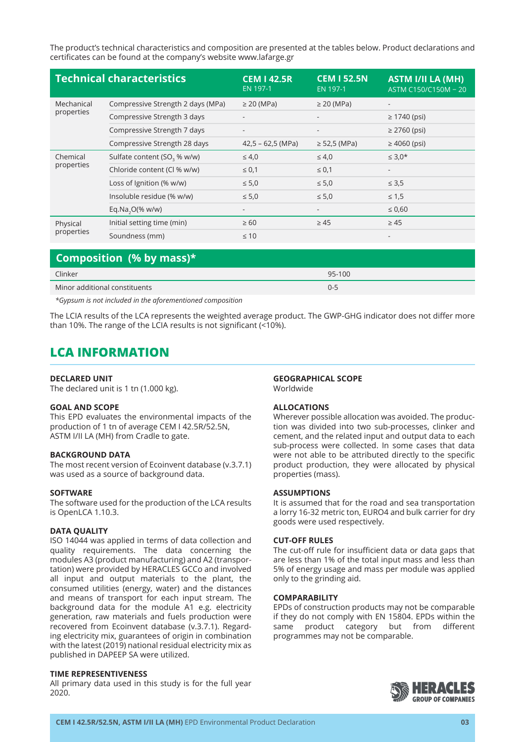The product's technical characteristics and composition are presented at the tables below. Product declarations and certificates can be found at the company's website www.lafarge.gr

| Technical characteristics | | CEM I 42.5R EN 197-1 | CEM I 52.5N EN 197-1 | ASTM I/II LA (MH) ASTM C150/C150M – 20 |
|---|---|---|---|---|
| Mechanical properties | Compressive Strength 2 days (MPa) | ≥ 20 (MPa) | ≥ 20 (MPa) | - |
| | Compressive Strength 3 days | - | - | ≥ 1740 (psi) |
| | Compressive Strength 7 days | - | - | ≥ 2760 (psi) |
| | Compressive Strength 28 days | 42,5 – 62,5 (MPa) | ≥ 52,5 (MPa) | ≥ 4060 (psi) |
| Chemical properties | Sulfate content ($SO_3$ % w/w) | ≤ 4,0 | ≤ 4,0 | ≤ 3,0* |
| | Chloride content (Cl % w/w) | ≤ 0,1 | ≤ 0,1 | - |
| | Loss of Ignition (% w/w) | ≤ 5,0 | ≤ 5,0 | ≤ 3,5 |
| | Insoluble residue (% w/w) | ≤ 5,0 | ≤ 5,0 | ≤ 1,5 |
| | Eq.$Na_2O$(% w/w) | - | - | ≤ 0,60 |
| Physical properties | Initial setting time (min) | ≥ 60 | ≥ 45 | ≥ 45 |
| | Soundness (mm) | ≤ 10 | | - |

| Composition (% by mass)* | |
|---|---|
| Clinker | 95-100 |
| Minor additional constituents | 0-5 |

*\*Gypsum is not included in the aforementioned composition*

The LCIA results of the LCA represents the weighted average product. The GWP-GHG indicator does not differ more than 10%. The range of the LCIA results is not significant (<10%).

## LCA INFORMATION

**DECLARED UNIT**
The declared unit is 1 tn (1.000 kg).

**GOAL AND SCOPE**
This EPD evaluates the environmental impacts of the production of 1 tn of average CEM I 42.5R/52.5N, ASTM I/II LA (MH) from Cradle to gate.

**BACKGROUND DATA**
The most recent version of Ecoinvent database (v.3.7.1) was used as a source of background data.

**SOFTWARE**
The software used for the production of the LCA results is OpenLCA 1.10.3.

**DATA QUALITY**
ISO 14044 was applied in terms of data collection and quality requirements. The data concerning the modules A3 (product manufacturing) and A2 (transportation) were provided by HERACLES GCCo and involved all input and output materials to the plant, the consumed utilities (energy, water) and the distances and means of transport for each input stream. The background data for the module A1 e.g. electricity generation, raw materials and fuels production were recovered from Ecoinvent database (v.3.7.1). Regarding electricity mix, guarantees of origin in combination with the latest (2019) national residual electricity mix as published in DAPEEP SA were utilized.

**TIME REPRESENTIVENESS**
All primary data used in this study is for the full year 2020.

**GEOGRAPHICAL SCOPE**
Worldwide

**ALLOCATIONS**
Wherever possible allocation was avoided. The production was divided into two sub-processes, clinker and cement, and the related input and output data to each sub-process were collected. In some cases that data were not able to be attributed directly to the specific product production, they were allocated by physical properties (mass).

**ASSUMPTIONS**
It is assumed that for the road and sea transportation a lorry 16-32 metric ton, EURO4 and bulk carrier for dry goods were used respectively.

**CUT-OFF RULES**
The cut-off rule for insufficient data or data gaps that are less than 1% of the total input mass and less than 5% of energy usage and mass per module was applied only to the grinding aid.

**COMPARABILITY**
EPDs of construction products may not be comparable if they do not comply with EN 15804. EPDs within the same product category but from different programmes may not be comparable.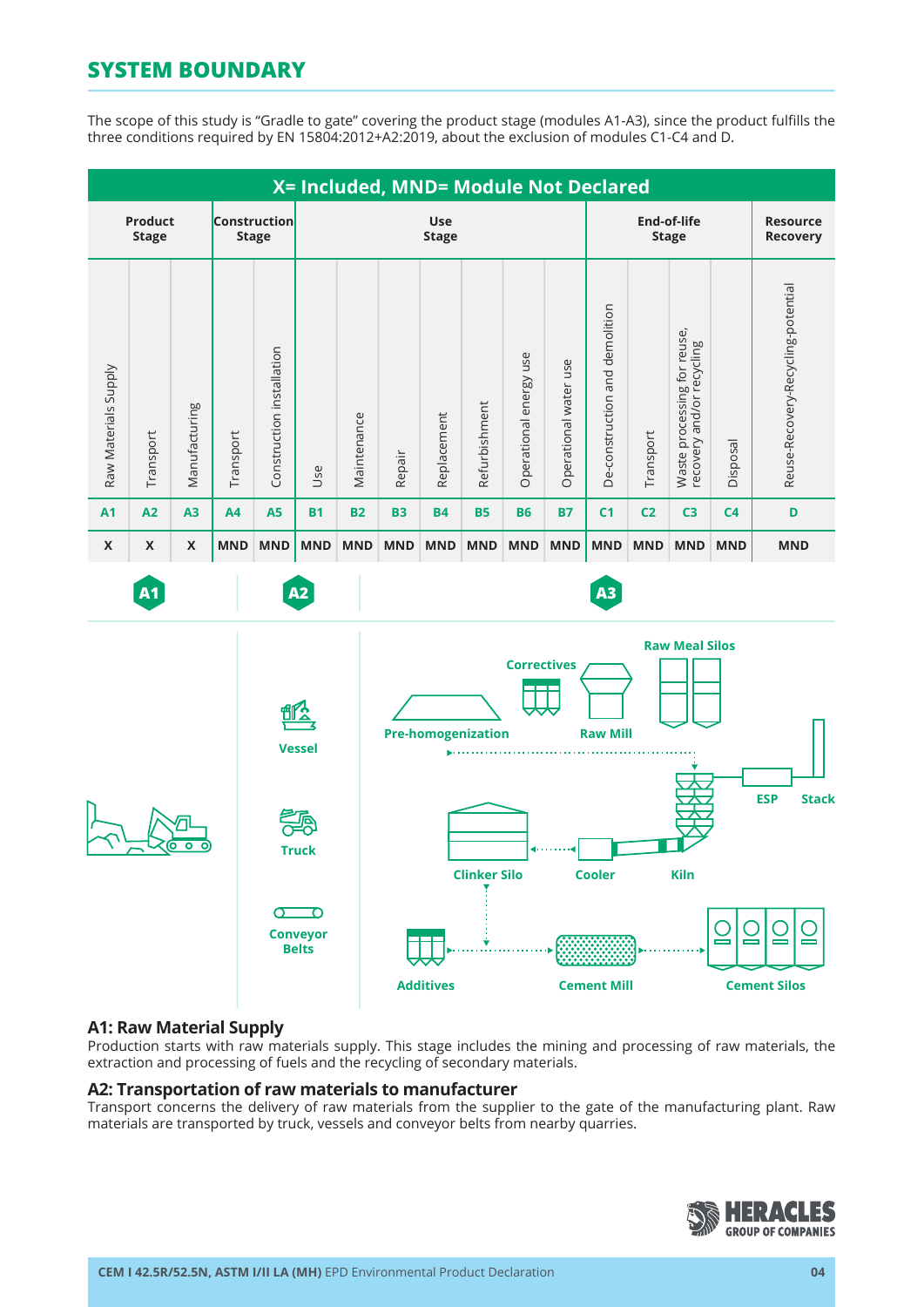## SYSTEM BOUNDARY

The scope of this study is "Gradle to gate" covering the product stage (modules A1-A3), since the product fulfills the three conditions required by EN 15804:2012+A2:2019, about the exclusion of modules C1-C4 and D.

| X= Included, MND= Module Not Declared | | | | | | | | | | | | | | | | |
|---|---|---|---|---|---|---|---|---|---|---|---|---|---|---|---|---|
| Product Stage | | | Construction Stage | | Use Stage | | | | | | | End-of-life Stage | | | | Resource Recovery |
| Raw Materials Supply | Transport | Manufacturing | Transport | Construction installation | Use | Maintenance | Repair | Replacement | Refurbishment | Operational energy use | Operational water use | De-construction and demolition | Transport | Waste processing for reuse, recovery and/or recycling | Disposal | Reuse-Recovery-Recycling-potential |
| A1 | A2 | A3 | A4 | A5 | B1 | B2 | B3 | B4 | B5 | B6 | B7 | C1 | C2 | C3 | C4 | D |
| X | X | X | MND | MND | MND | MND | MND | MND | MND | MND | MND | MND | MND | MND | MND | MND |

A1 | A2 | A3

Vessel

Truck

Conveyor Belts

Correctives

Raw Meal Silos

Pre-homogenization

Raw Mill

ESP

Stack

Clinker Silo

Cooler

Kiln

Additives

Cement Mill

Cement Silos

### A1: Raw Material Supply

Production starts with raw materials supply. This stage includes the mining and processing of raw materials, the extraction and processing of fuels and the recycling of secondary materials.

### A2: Transportation of raw materials to manufacturer

Transport concerns the delivery of raw materials from the supplier to the gate of the manufacturing plant. Raw materials are transported by truck, vessels and conveyor belts from nearby quarries.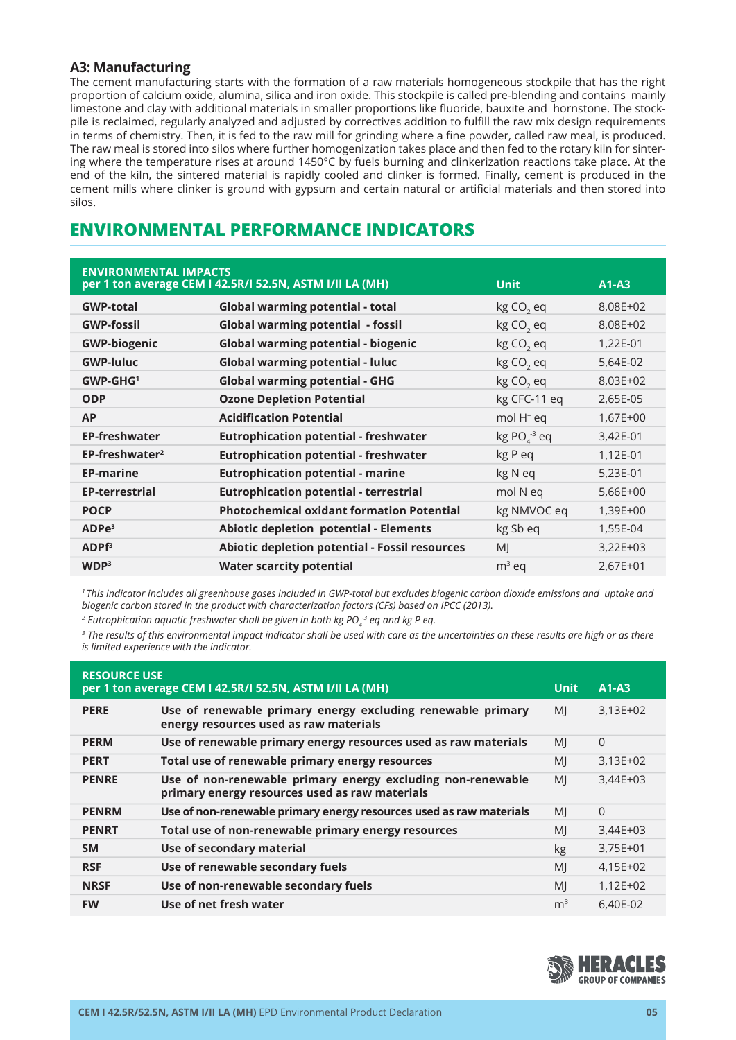### A3: Manufacturing

The cement manufacturing starts with the formation of a raw materials homogeneous stockpile that has the right proportion of calcium oxide, alumina, silica and iron oxide. This stockpile is called pre-blending and contains mainly limestone and clay with additional materials in smaller proportions like fluoride, bauxite and hornstone. The stockpile is reclaimed, regularly analyzed and adjusted by correctives addition to fulfill the raw mix design requirements in terms of chemistry. Then, it is fed to the raw mill for grinding where a fine powder, called raw meal, is produced. The raw meal is stored into silos where further homogenization takes place and then fed to the rotary kiln for sintering where the temperature rises at around 1450°C by fuels burning and clinkerization reactions take place. At the end of the kiln, the sintered material is rapidly cooled and clinker is formed. Finally, cement is produced in the cement mills where clinker is ground with gypsum and certain natural or artificial materials and then stored into silos.

## ENVIRONMENTAL PERFORMANCE INDICATORS

| ENVIRONMENTAL IMPACTS per 1 ton average CEM I 42.5R/I 52.5N, ASTM I/II LA (MH) | | Unit | A1-A3 |
|---|---|---|---|
| **GWP-total** | **Global warming potential - total** | kg $CO_2$ eq | 8,08E+02 |
| **GWP-fossil** | **Global warming potential - fossil** | kg $CO_2$ eq | 8,08E+02 |
| **GWP-biogenic** | **Global warming potential - biogenic** | kg $CO_2$ eq | 1,22E-01 |
| **GWP-luluc** | **Global warming potential - luluc** | kg $CO_2$ eq | 5,64E-02 |
| **GWP-GHG**[1] | **Global warming potential - GHG** | kg $CO_2$ eq | 8,03E+02 |
| **ODP** | **Ozone Depletion Potential** | kg CFC-11 eq | 2,65E-05 |
| **AP** | **Acidification Potential** | mol $H^+$ eq | 1,67E+00 |
| **EP-freshwater** | **Eutrophication potential - freshwater** | kg $PO_4^{-3}$ eq | 3,42E-01 |
| **EP-freshwater**[2] | **Eutrophication potential - freshwater** | kg P eq | 1,12E-01 |
| **EP-marine** | **Eutrophication potential - marine** | kg N eq | 5,23E-01 |
| **EP-terrestrial** | **Eutrophication potential - terrestrial** | mol N eq | 5,66E+00 |
| **POCP** | **Photochemical oxidant formation Potential** | kg NMVOC eq | 1,39E+00 |
| **ADPe**[3] | **Abiotic depletion potential - Elements** | kg Sb eq | 1,55E-04 |
| **ADPf**[3] | **Abiotic depletion potential - Fossil resources** | MJ | 3,22E+03 |
| **WDP**[3] | **Water scarcity potential** | $m^3$ eq | 2,67E+01 |

*[1] This indicator includes all greenhouse gases included in GWP-total but excludes biogenic carbon dioxide emissions and uptake and biogenic carbon stored in the product with characterization factors (CFs) based on IPCC (2013).*

*[2] Eutrophication aquatic freshwater shall be given in both kg $PO_4^{-3}$ eq and kg P eq.*

*[3] The results of this environmental impact indicator shall be used with care as the uncertainties on these results are high or as there is limited experience with the indicator.*

| RESOURCE USE per 1 ton average CEM I 42.5R/I 52.5N, ASTM I/II LA (MH) | | Unit | A1-A3 |
|---|---|---|---|
| **PERE** | **Use of renewable primary energy excluding renewable primary energy resources used as raw materials** | MJ | 3,13E+02 |
| **PERM** | **Use of renewable primary energy resources used as raw materials** | MJ | 0 |
| **PERT** | **Total use of renewable primary energy resources** | MJ | 3,13E+02 |
| **PENRE** | **Use of non-renewable primary energy excluding non-renewable primary energy resources used as raw materials** | MJ | 3,44E+03 |
| **PENRM** | **Use of non-renewable primary energy resources used as raw materials** | MJ | 0 |
| **PENRT** | **Total use of non-renewable primary energy resources** | MJ | 3,44E+03 |
| **SM** | **Use of secondary material** | kg | 3,75E+01 |
| **RSF** | **Use of renewable secondary fuels** | MJ | 4,15E+02 |
| **NRSF** | **Use of non-renewable secondary fuels** | MJ | 1,12E+02 |
| **FW** | **Use of net fresh water** | $m^3$ | 6,40E-02 |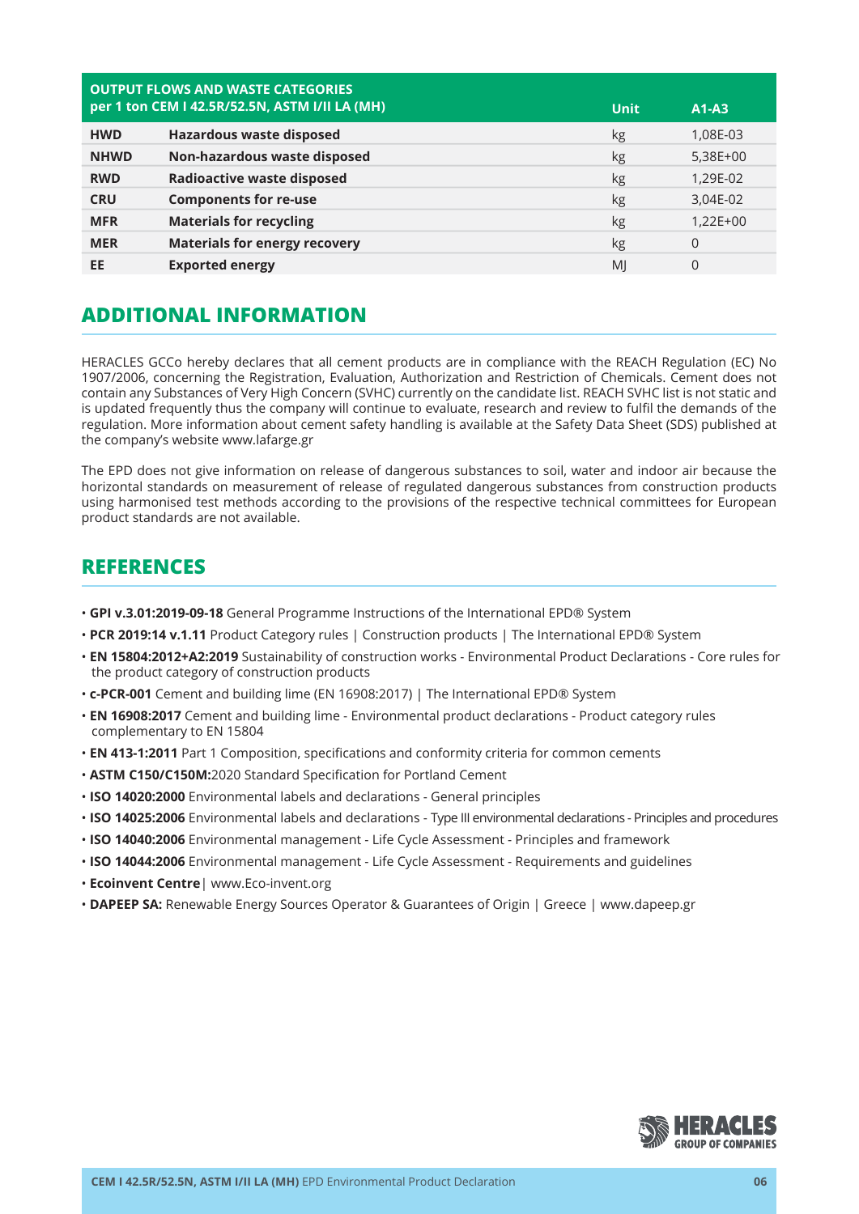| OUTPUT FLOWS AND WASTE CATEGORIES per 1 ton CEM I 42.5R/52.5N, ASTM I/II LA (MH) | | Unit | A1-A3 |
|---|---|---|---|
| **HWD** | **Hazardous waste disposed** | kg | 1,08E-03 |
| **NHWD** | **Non-hazardous waste disposed** | kg | 5,38E+00 |
| **RWD** | **Radioactive waste disposed** | kg | 1,29E-02 |
| **CRU** | **Components for re-use** | kg | 3,04E-02 |
| **MFR** | **Materials for recycling** | kg | 1,22E+00 |
| **MER** | **Materials for energy recovery** | kg | 0 |
| **EE** | **Exported energy** | MJ | 0 |

## ADDITIONAL INFORMATION

HERACLES GCCo hereby declares that all cement products are in compliance with the REACH Regulation (EC) No 1907/2006, concerning the Registration, Evaluation, Authorization and Restriction of Chemicals. Cement does not contain any Substances of Very High Concern (SVHC) currently on the candidate list. REACH SVHC list is not static and is updated frequently thus the company will continue to evaluate, research and review to fulfil the demands of the regulation. More information about cement safety handling is available at the Safety Data Sheet (SDS) published at the company's website www.lafarge.gr

The EPD does not give information on release of dangerous substances to soil, water and indoor air because the horizontal standards on measurement of release of regulated dangerous substances from construction products using harmonised test methods according to the provisions of the respective technical committees for European product standards are not available.

## REFERENCES

- **GPI v.3.01:2019-09-18** General Programme Instructions of the International EPD® System
- **PCR 2019:14 v.1.11** Product Category rules | Construction products | The International EPD® System
- **EN 15804:2012+A2:2019** Sustainability of construction works - Environmental Product Declarations - Core rules for the product category of construction products
- **c-PCR-001** Cement and building lime (EN 16908:2017) | The International EPD® System
- **EN 16908:2017** Cement and building lime - Environmental product declarations - Product category rules complementary to EN 15804
- **EN 413-1:2011** Part 1 Composition, specifications and conformity criteria for common cements
- **ASTM C150/C150M:**2020 Standard Specification for Portland Cement
- **ISO 14020:2000** Environmental labels and declarations - General principles
- **ISO 14025:2006** Environmental labels and declarations - Type III environmental declarations - Principles and procedures
- **ISO 14040:2006** Environmental management - Life Cycle Assessment - Principles and framework
- **ISO 14044:2006** Environmental management - Life Cycle Assessment - Requirements and guidelines
- **Ecoinvent Centre**| www.Eco-invent.org
- **DAPEEP SA:** Renewable Energy Sources Operator & Guarantees of Origin | Greece | www.dapeep.gr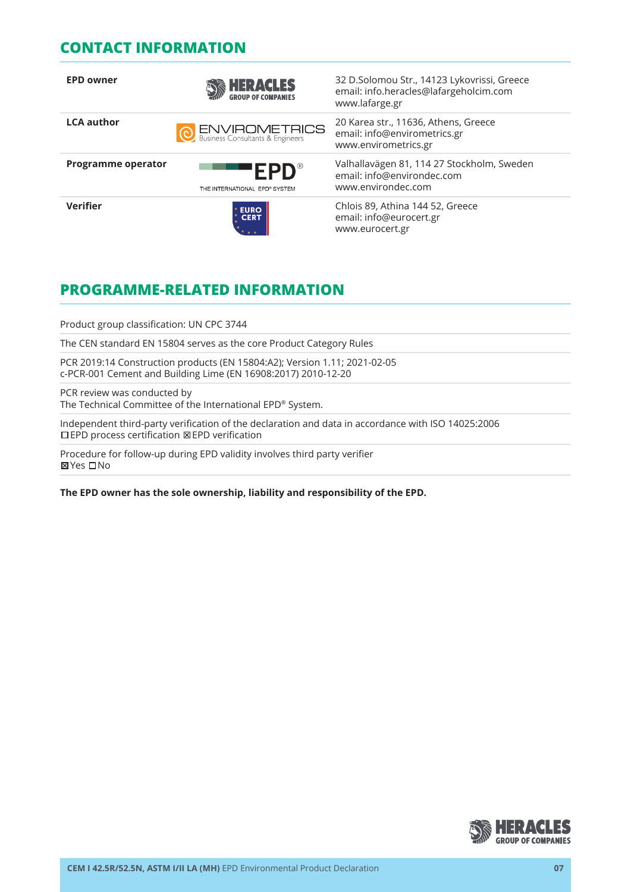## CONTACT INFORMATION

| | | |
|---|---|---|
| **EPD owner** | HERACLES GROUP OF COMPANIES | 32 D.Solomou Str., 14123 Lykovrissi, Greece<br>email: info.heracles@lafargeholcim.com<br>www.lafarge.gr |
| **LCA author** | ENVIROMETRICS Business Consultants & Engineers | 20 Karea str., 11636, Athens, Greece<br>email: info@envirometrics.gr<br>www.envirometrics.gr |
| **Programme operator** | EPD® THE INTERNATIONAL EPD® SYSTEM | Valhallavägen 81, 114 27 Stockholm, Sweden<br>email: info@environdec.com<br>www.environdec.com |
| **Verifier** | EURO CERT | Chlois 89, Athina 144 52, Greece<br>email: info@eurocert.gr<br>www.eurocert.gr |

## PROGRAMME-RELATED INFORMATION

Product group classification: UN CPC 3744

The CEN standard EN 15804 serves as the core Product Category Rules

PCR 2019:14 Construction products (EN 15804:A2); Version 1.11; 2021-02-05
c-PCR-001 Cement and Building Lime (EN 16908:2017) 2010-12-20

PCR review was conducted by
The Technical Committee of the International EPD® System.

Independent third-party verification of the declaration and data in accordance with ISO 14025:2006
☐ EPD process certification ☒ EPD verification

Procedure for follow-up during EPD validity involves third party verifier
☒ Yes ☐ No

**The EPD owner has the sole ownership, liability and responsibility of the EPD.**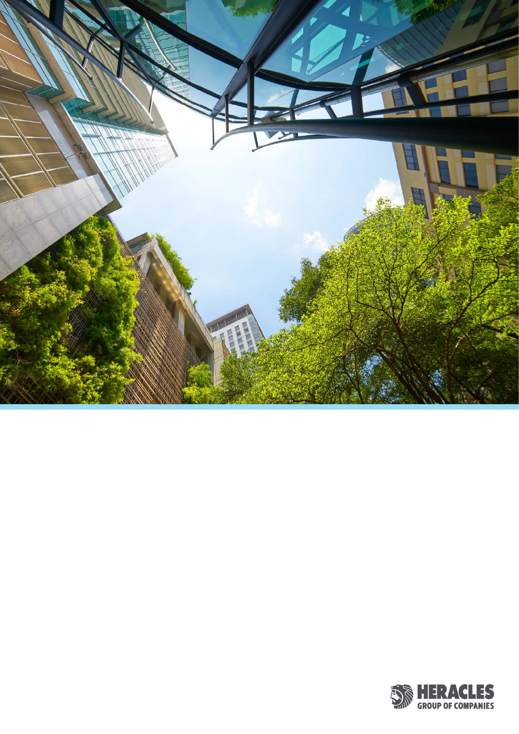HERACLES
GROUP OF COMPANIES